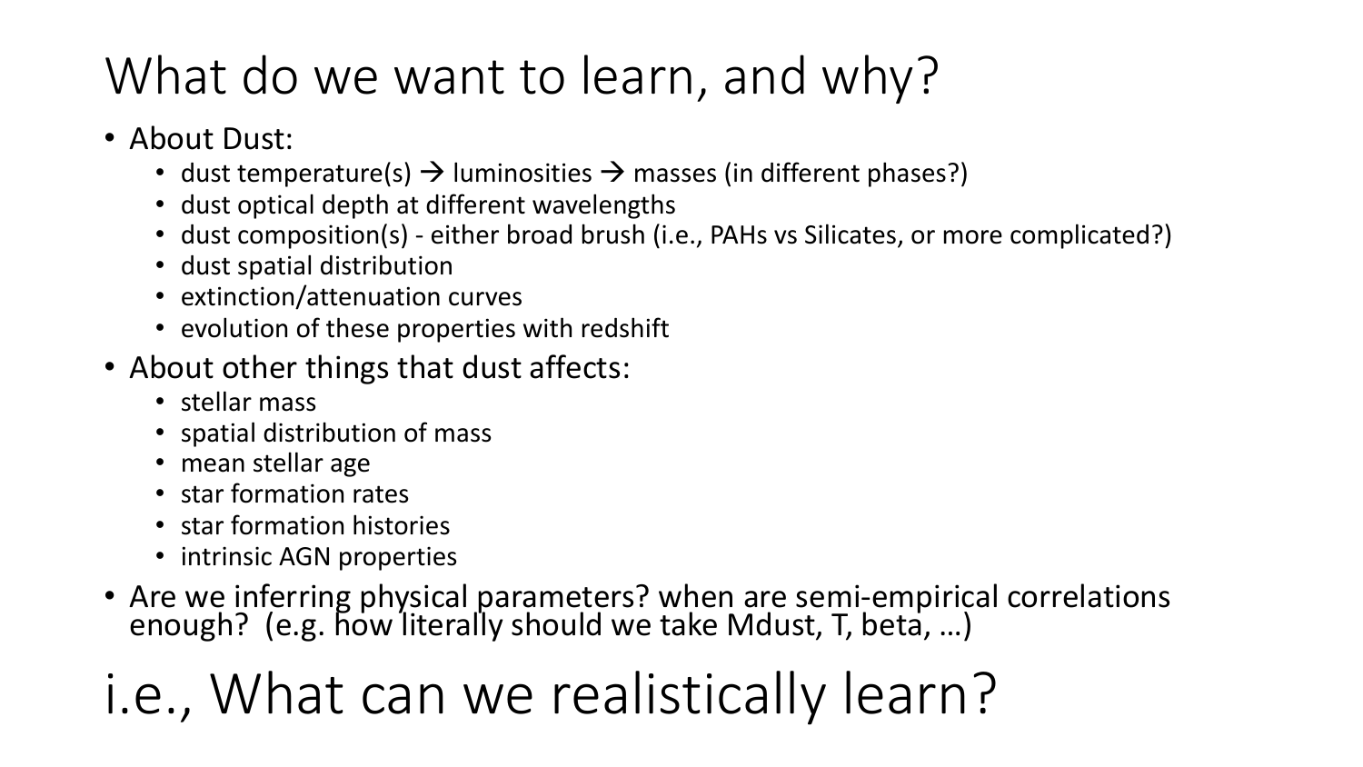# What do we want to learn, and why?

- About Dust:
  - dust temperature(s) → luminosities → masses (in different phases?)
  - dust optical depth at different wavelengths
  - dust composition(s) - either broad brush (i.e., PAHs vs Silicates, or more complicated?)
  - dust spatial distribution
  - extinction/attenuation curves
  - evolution of these properties with redshift
- About other things that dust affects:
  - stellar mass
  - spatial distribution of mass
  - mean stellar age
  - star formation rates
  - star formation histories
  - intrinsic AGN properties
- Are we inferring physical parameters? when are semi-empirical correlations enough? (e.g. how literally should we take Mdust, T, beta, …)

# i.e., What can we realistically learn?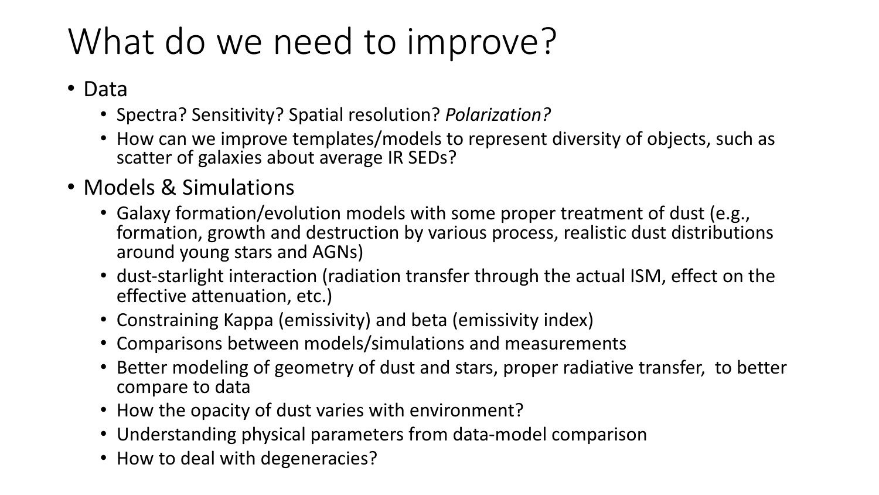# What do we need to improve?

- Data
  - Spectra? Sensitivity? Spatial resolution? *Polarization?*
  - How can we improve templates/models to represent diversity of objects, such as scatter of galaxies about average IR SEDs?
- Models & Simulations
  - Galaxy formation/evolution models with some proper treatment of dust (e.g., formation, growth and destruction by various process, realistic dust distributions around young stars and AGNs)
  - dust-starlight interaction (radiation transfer through the actual ISM, effect on the effective attenuation, etc.)
  - Constraining Kappa (emissivity) and beta (emissivity index)
  - Comparisons between models/simulations and measurements
  - Better modeling of geometry of dust and stars, proper radiative transfer, to better compare to data
  - How the opacity of dust varies with environment?
  - Understanding physical parameters from data-model comparison
  - How to deal with degeneracies?